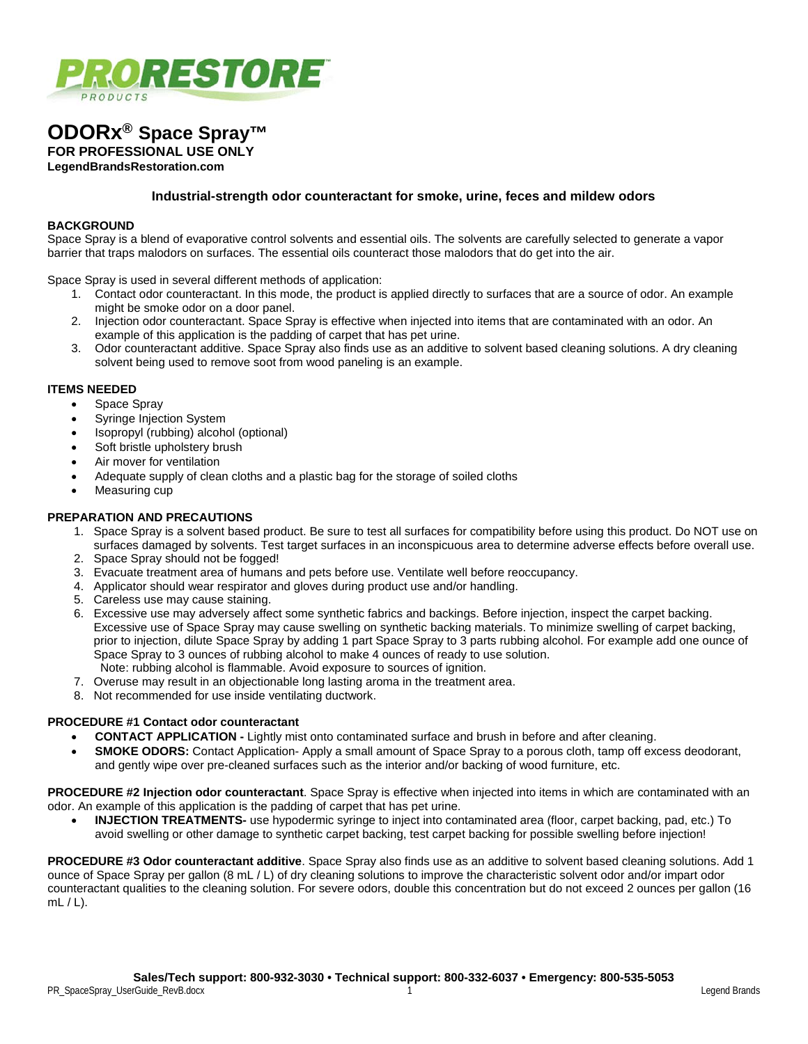PRORESTORE PRODUCTS

# ODORx® Space Spray™

**FOR PROFESSIONAL USE ONLY**

**LegendBrandsRestoration.com**

### Industrial-strength odor counteractant for smoke, urine, feces and mildew odors

**BACKGROUND**

Space Spray is a blend of evaporative control solvents and essential oils. The solvents are carefully selected to generate a vapor barrier that traps malodors on surfaces. The essential oils counteract those malodors that do get into the air.

Space Spray is used in several different methods of application:

1. Contact odor counteractant. In this mode, the product is applied directly to surfaces that are a source of odor. An example might be smoke odor on a door panel.
2. Injection odor counteractant. Space Spray is effective when injected into items that are contaminated with an odor. An example of this application is the padding of carpet that has pet urine.
3. Odor counteractant additive. Space Spray also finds use as an additive to solvent based cleaning solutions. A dry cleaning solvent being used to remove soot from wood paneling is an example.

**ITEMS NEEDED**

- Space Spray
- Syringe Injection System
- Isopropyl (rubbing) alcohol (optional)
- Soft bristle upholstery brush
- Air mover for ventilation
- Adequate supply of clean cloths and a plastic bag for the storage of soiled cloths
- Measuring cup

**PREPARATION AND PRECAUTIONS**

1. Space Spray is a solvent based product. Be sure to test all surfaces for compatibility before using this product. Do NOT use on surfaces damaged by solvents. Test target surfaces in an inconspicuous area to determine adverse effects before overall use.
2. Space Spray should not be fogged!
3. Evacuate treatment area of humans and pets before use. Ventilate well before reoccupancy.
4. Applicator should wear respirator and gloves during product use and/or handling.
5. Careless use may cause staining.
6. Excessive use may adversely affect some synthetic fabrics and backings. Before injection, inspect the carpet backing. Excessive use of Space Spray may cause swelling on synthetic backing materials. To minimize swelling of carpet backing, prior to injection, dilute Space Spray by adding 1 part Space Spray to 3 parts rubbing alcohol. For example add one ounce of Space Spray to 3 ounces of rubbing alcohol to make 4 ounces of ready to use solution.
   Note: rubbing alcohol is flammable. Avoid exposure to sources of ignition.
7. Overuse may result in an objectionable long lasting aroma in the treatment area.
8. Not recommended for use inside ventilating ductwork.

**PROCEDURE #1 Contact odor counteractant**

- **CONTACT APPLICATION -** Lightly mist onto contaminated surface and brush in before and after cleaning.
- **SMOKE ODORS:** Contact Application- Apply a small amount of Space Spray to a porous cloth, tamp off excess deodorant, and gently wipe over pre-cleaned surfaces such as the interior and/or backing of wood furniture, etc.

**PROCEDURE #2 Injection odor counteractant**. Space Spray is effective when injected into items in which are contaminated with an odor. An example of this application is the padding of carpet that has pet urine.

- **INJECTION TREATMENTS-** use hypodermic syringe to inject into contaminated area (floor, carpet backing, pad, etc.) To avoid swelling or other damage to synthetic carpet backing, test carpet backing for possible swelling before injection!

**PROCEDURE #3 Odor counteractant additive**. Space Spray also finds use as an additive to solvent based cleaning solutions. Add 1 ounce of Space Spray per gallon (8 mL / L) of dry cleaning solutions to improve the characteristic solvent odor and/or impart odor counteractant qualities to the cleaning solution. For severe odors, double this concentration but do not exceed 2 ounces per gallon (16 mL / L).

**Sales/Tech support: 800-932-3030 • Technical support: 800-332-6037 • Emergency: 800-535-5053**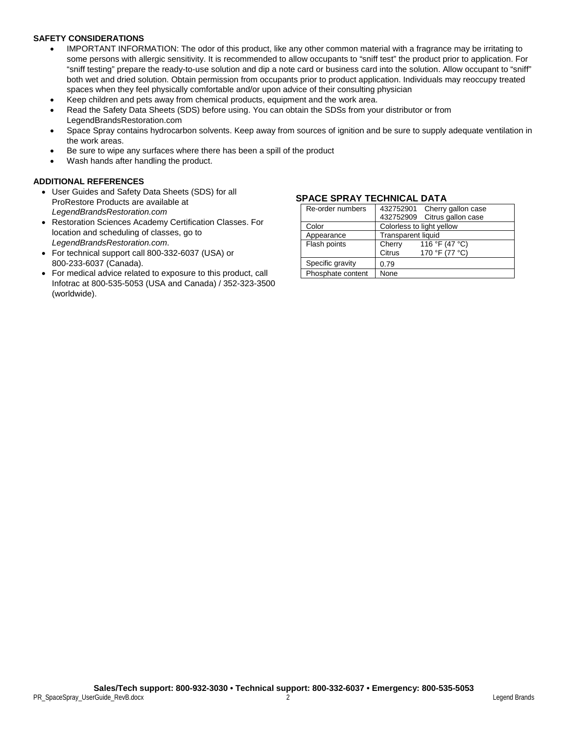**SAFETY CONSIDERATIONS**

- IMPORTANT INFORMATION: The odor of this product, like any other common material with a fragrance may be irritating to some persons with allergic sensitivity. It is recommended to allow occupants to "sniff test" the product prior to application. For "sniff testing" prepare the ready-to-use solution and dip a note card or business card into the solution. Allow occupant to "sniff" both wet and dried solution. Obtain permission from occupants prior to product application. Individuals may reoccupy treated spaces when they feel physically comfortable and/or upon advice of their consulting physician
- Keep children and pets away from chemical products, equipment and the work area.
- Read the Safety Data Sheets (SDS) before using. You can obtain the SDSs from your distributor or from LegendBrandsRestoration.com
- Space Spray contains hydrocarbon solvents. Keep away from sources of ignition and be sure to supply adequate ventilation in the work areas.
- Be sure to wipe any surfaces where there has been a spill of the product
- Wash hands after handling the product.

**ADDITIONAL REFERENCES**

- User Guides and Safety Data Sheets (SDS) for all ProRestore Products are available at *LegendBrandsRestoration.com*
- Restoration Sciences Academy Certification Classes. For location and scheduling of classes, go to *LegendBrandsRestoration.com*.
- For technical support call 800-332-6037 (USA) or 800-233-6037 (Canada).
- For medical advice related to exposure to this product, call Infotrac at 800-535-5053 (USA and Canada) / 352-323-3500 (worldwide).

## SPACE SPRAY TECHNICAL DATA

| | |
|---|---|
| Re-order numbers | 432752901 Cherry gallon case<br>432752909 Citrus gallon case |
| Color | Colorless to light yellow |
| Appearance | Transparent liquid |
| Flash points | Cherry 116 °F (47 °C)<br>Citrus 170 °F (77 °C) |
| Specific gravity | 0.79 |
| Phosphate content | None |

**Sales/Tech support: 800-932-3030 • Technical support: 800-332-6037 • Emergency: 800-535-5053**